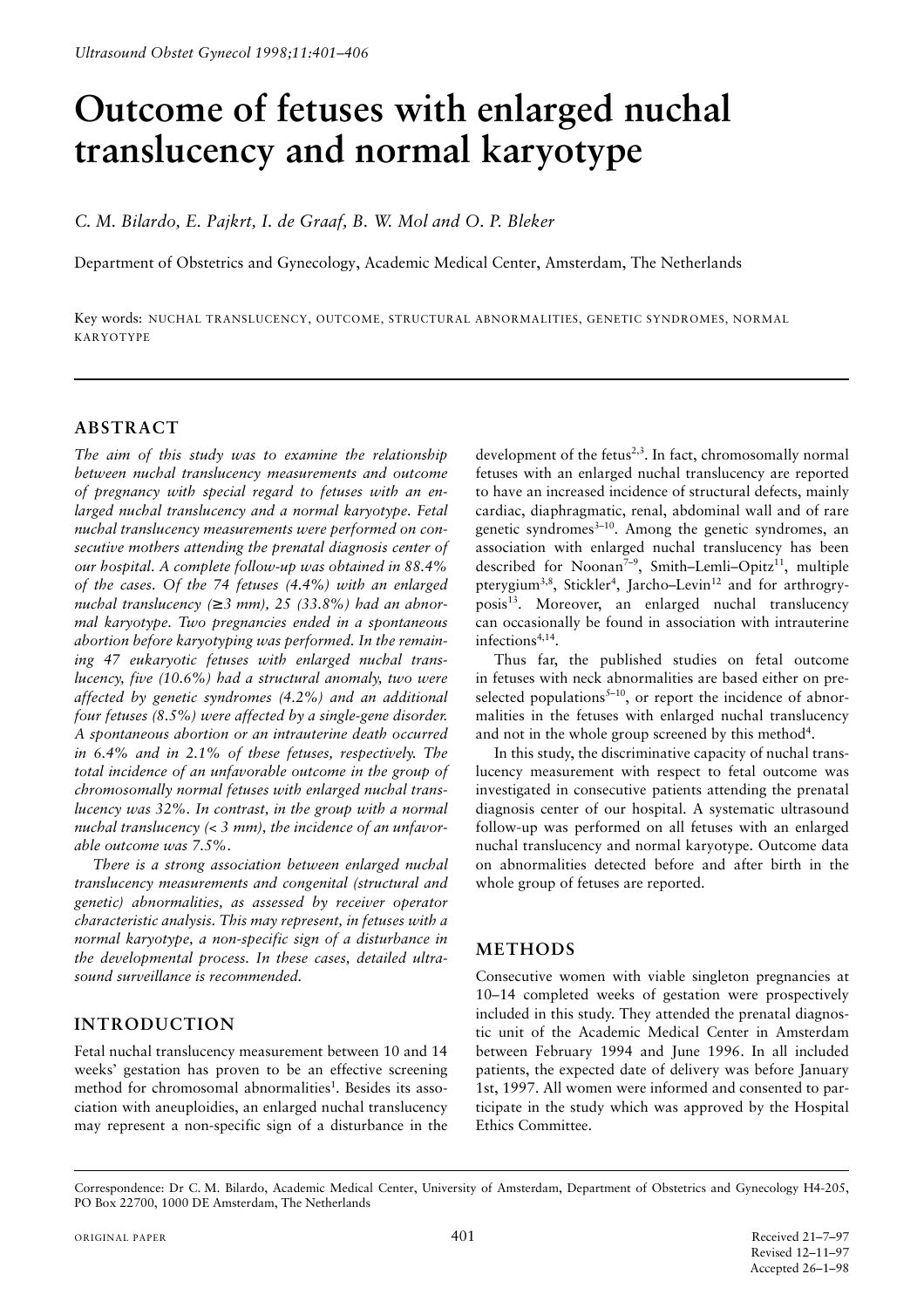// Outcome of fetuses with enlarged nuchal translucency and normal karyotype

*C. M. Bilardo, E. Pajkrt, I. de Graaf, B. W. Mol and O. P. Bleker*

Department of Obstetrics and Gynecology, Academic Medical Center, Amsterdam, The Netherlands

Key words: NUCHAL TRANSLUCENCY, OUTCOME, STRUCTURAL ABNORMALITIES, GENETIC SYNDROMES, NORMAL KARYOTYPE

## ABSTRACT

*The aim of this study was to examine the relationship between nuchal translucency measurements and outcome of pregnancy with special regard to fetuses with an enlarged nuchal translucency and a normal karyotype. Fetal nuchal translucency measurements were performed on consecutive mothers attending the prenatal diagnosis center of our hospital. A complete follow-up was obtained in 88.4% of the cases. Of the 74 fetuses (4.4%) with an enlarged nuchal translucency (≥3 mm), 25 (33.8%) had an abnormal karyotype. Two pregnancies ended in a spontaneous abortion before karyotyping was performed. In the remaining 47 eukaryotic fetuses with enlarged nuchal translucency, five (10.6%) had a structural anomaly, two were affected by genetic syndromes (4.2%) and an additional four fetuses (8.5%) were affected by a single-gene disorder. A spontaneous abortion or an intrauterine death occurred in 6.4% and in 2.1% of these fetuses, respectively. The total incidence of an unfavorable outcome in the group of chromosomally normal fetuses with enlarged nuchal translucency was 32%. In contrast, in the group with a normal nuchal translucency (< 3 mm), the incidence of an unfavorable outcome was 7.5%.*

*There is a strong association between enlarged nuchal translucency measurements and congenital (structural and genetic) abnormalities, as assessed by receiver operator characteristic analysis. This may represent, in fetuses with a normal karyotype, a non-specific sign of a disturbance in the developmental process. In these cases, detailed ultrasound surveillance is recommended.*

## INTRODUCTION

Fetal nuchal translucency measurement between 10 and 14 weeks' gestation has proven to be an effective screening method for chromosomal abnormalities[1]. Besides its association with aneuploidies, an enlarged nuchal translucency may represent a non-specific sign of a disturbance in the development of the fetus[2,3]. In fact, chromosomally normal fetuses with an enlarged nuchal translucency are reported to have an increased incidence of structural defects, mainly cardiac, diaphragmatic, renal, abdominal wall and of rare genetic syndromes[3–10]. Among the genetic syndromes, an association with enlarged nuchal translucency has been described for Noonan[7–9], Smith–Lemli–Opitz[11], multiple pterygium[3,8], Stickler[4], Jarcho–Levin[12] and for arthrogryposis[13]. Moreover, an enlarged nuchal translucency can occasionally be found in association with intrauterine infections[4,14].

Thus far, the published studies on fetal outcome in fetuses with neck abnormalities are based either on preselected populations[5–10], or report the incidence of abnormalities in the fetuses with enlarged nuchal translucency and not in the whole group screened by this method[4].

In this study, the discriminative capacity of nuchal translucency measurement with respect to fetal outcome was investigated in consecutive patients attending the prenatal diagnosis center of our hospital. A systematic ultrasound follow-up was performed on all fetuses with an enlarged nuchal translucency and normal karyotype. Outcome data on abnormalities detected before and after birth in the whole group of fetuses are reported.

## METHODS

Consecutive women with viable singleton pregnancies at 10–14 completed weeks of gestation were prospectively included in this study. They attended the prenatal diagnostic unit of the Academic Medical Center in Amsterdam between February 1994 and June 1996. In all included patients, the expected date of delivery was before January 1st, 1997. All women were informed and consented to participate in the study which was approved by the Hospital Ethics Committee.

Correspondence: Dr C. M. Bilardo, Academic Medical Center, University of Amsterdam, Department of Obstetrics and Gynecology H4-205, PO Box 22700, 1000 DE Amsterdam, The Netherlands

ORIGINAL PAPER

Received 21–7–97
Revised 12–11–97
Accepted 26–1–98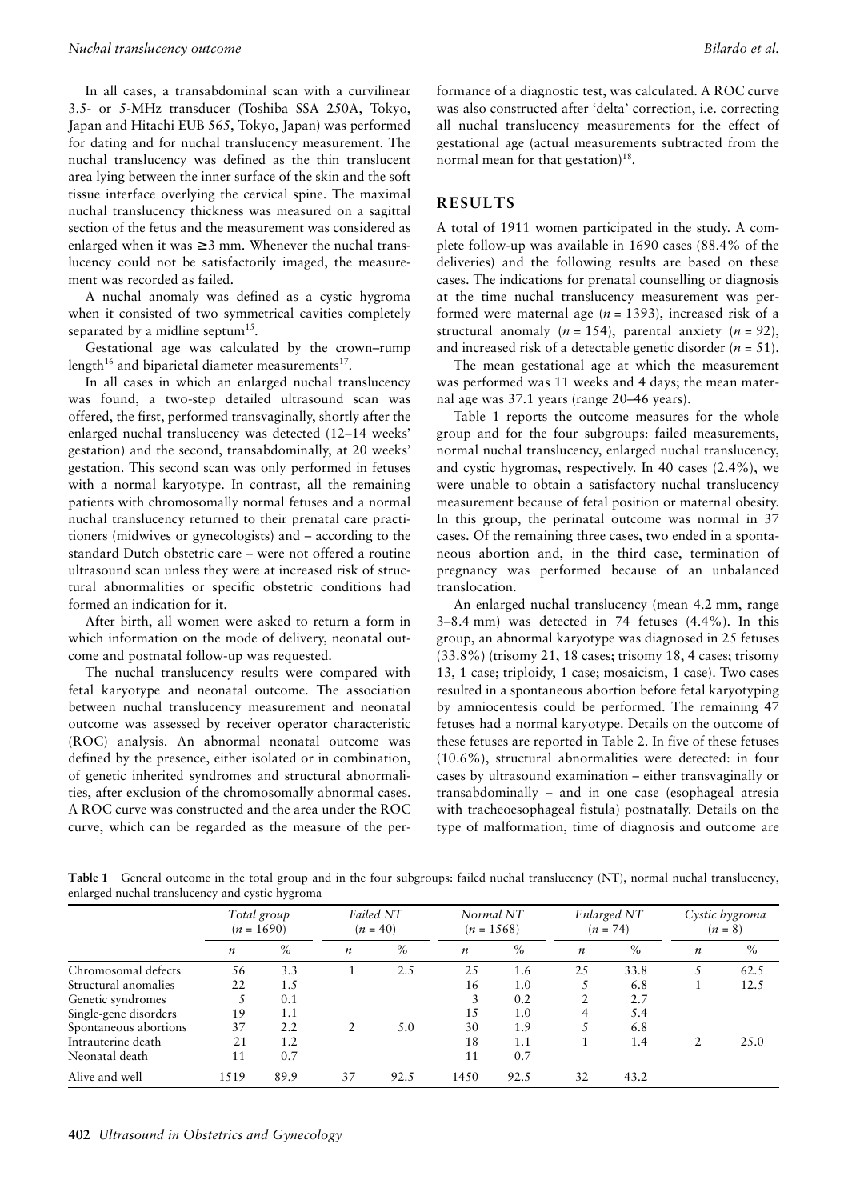In all cases, a transabdominal scan with a curvilinear 3.5- or 5-MHz transducer (Toshiba SSA 250A, Tokyo, Japan and Hitachi EUB 565, Tokyo, Japan) was performed for dating and for nuchal translucency measurement. The nuchal translucency was defined as the thin translucent area lying between the inner surface of the skin and the soft tissue interface overlying the cervical spine. The maximal nuchal translucency thickness was measured on a sagittal section of the fetus and the measurement was considered as enlarged when it was ≥3 mm. Whenever the nuchal translucency could not be satisfactorily imaged, the measurement was recorded as failed.

A nuchal anomaly was defined as a cystic hygroma when it consisted of two symmetrical cavities completely separated by a midline septum[15].

Gestational age was calculated by the crown–rump length[16] and biparietal diameter measurements[17].

In all cases in which an enlarged nuchal translucency was found, a two-step detailed ultrasound scan was offered, the first, performed transvaginally, shortly after the enlarged nuchal translucency was detected (12–14 weeks' gestation) and the second, transabdominally, at 20 weeks' gestation. This second scan was only performed in fetuses with a normal karyotype. In contrast, all the remaining patients with chromosomally normal fetuses and a normal nuchal translucency returned to their prenatal care practitioners (midwives or gynecologists) and – according to the standard Dutch obstetric care – were not offered a routine ultrasound scan unless they were at increased risk of structural abnormalities or specific obstetric conditions had formed an indication for it.

After birth, all women were asked to return a form in which information on the mode of delivery, neonatal outcome and postnatal follow-up was requested.

The nuchal translucency results were compared with fetal karyotype and neonatal outcome. The association between nuchal translucency measurement and neonatal outcome was assessed by receiver operator characteristic (ROC) analysis. An abnormal neonatal outcome was defined by the presence, either isolated or in combination, of genetic inherited syndromes and structural abnormalities, after exclusion of the chromosomally abnormal cases. A ROC curve was constructed and the area under the ROC curve, which can be regarded as the measure of the performance of a diagnostic test, was calculated. A ROC curve was also constructed after 'delta' correction, i.e. correcting all nuchal translucency measurements for the effect of gestational age (actual measurements subtracted from the normal mean for that gestation)[18].

## RESULTS

A total of 1911 women participated in the study. A complete follow-up was available in 1690 cases (88.4% of the deliveries) and the following results are based on these cases. The indications for prenatal counselling or diagnosis at the time nuchal translucency measurement was performed were maternal age ($n$ = 1393), increased risk of a structural anomaly ($n$ = 154), parental anxiety ($n$ = 92), and increased risk of a detectable genetic disorder ($n$ = 51).

The mean gestational age at which the measurement was performed was 11 weeks and 4 days; the mean maternal age was 37.1 years (range 20–46 years).

Table 1 reports the outcome measures for the whole group and for the four subgroups: failed measurements, normal nuchal translucency, enlarged nuchal translucency, and cystic hygromas, respectively. In 40 cases (2.4%), we were unable to obtain a satisfactory nuchal translucency measurement because of fetal position or maternal obesity. In this group, the perinatal outcome was normal in 37 cases. Of the remaining three cases, two ended in a spontaneous abortion and, in the third case, termination of pregnancy was performed because of an unbalanced translocation.

An enlarged nuchal translucency (mean 4.2 mm, range 3–8.4 mm) was detected in 74 fetuses (4.4%). In this group, an abnormal karyotype was diagnosed in 25 fetuses (33.8%) (trisomy 21, 18 cases; trisomy 18, 4 cases; trisomy 13, 1 case; triploidy, 1 case; mosaicism, 1 case). Two cases resulted in a spontaneous abortion before fetal karyotyping by amniocentesis could be performed. The remaining 47 fetuses had a normal karyotype. Details on the outcome of these fetuses are reported in Table 2. In five of these fetuses (10.6%), structural abnormalities were detected: in four cases by ultrasound examination – either transvaginally or transabdominally – and in one case (esophageal atresia with tracheoesophageal fistula) postnatally. Details on the type of malformation, time of diagnosis and outcome are

**Table 1** General outcome in the total group and in the four subgroups: failed nuchal translucency (NT), normal nuchal translucency, enlarged nuchal translucency and cystic hygroma

| | *Total group* ($n$ = 1690) | | *Failed NT* ($n$ = 40) | | *Normal NT* ($n$ = 1568) | | *Enlarged NT* ($n$ = 74) | | *Cystic hygroma* ($n$ = 8) | |
|---|---|---|---|---|---|---|---|---|---|---|
| | $n$ | % | $n$ | % | $n$ | % | $n$ | % | $n$ | % |
| Chromosomal defects | 56 | 3.3 | 1 | 2.5 | 25 | 1.6 | 25 | 33.8 | 5 | 62.5 |
| Structural anomalies | 22 | 1.5 | | | 16 | 1.0 | 5 | 6.8 | 1 | 12.5 |
| Genetic syndromes | 5 | 0.1 | | | 3 | 0.2 | 2 | 2.7 | | |
| Single-gene disorders | 19 | 1.1 | | | 15 | 1.0 | 4 | 5.4 | | |
| Spontaneous abortions | 37 | 2.2 | 2 | 5.0 | 30 | 1.9 | 5 | 6.8 | | |
| Intrauterine death | 21 | 1.2 | | | 18 | 1.1 | 1 | 1.4 | 2 | 25.0 |
| Neonatal death | 11 | 0.7 | | | 11 | 0.7 | | | | |
| Alive and well | 1519 | 89.9 | 37 | 92.5 | 1450 | 92.5 | 32 | 43.2 | | |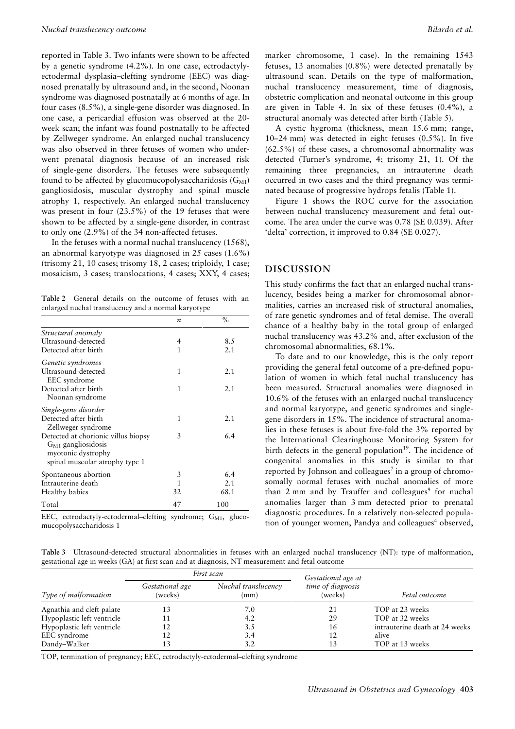reported in Table 3. Two infants were shown to be affected by a genetic syndrome (4.2%). In one case, ectrodactyly-ectodermal dysplasia–clefting syndrome (EEC) was diagnosed prenatally by ultrasound and, in the second, Noonan syndrome was diagnosed postnatally at 6 months of age. In four cases (8.5%), a single-gene disorder was diagnosed. In one case, a pericardial effusion was observed at the 20-week scan; the infant was found postnatally to be affected by Zellweger syndrome. An enlarged nuchal translucency was also observed in three fetuses of women who underwent prenatal diagnosis because of an increased risk of single-gene disorders. The fetuses were subsequently found to be affected by glucomucopolysaccharidosis ($G_{M1}$) gangliosidosis, muscular dystrophy and spinal muscle atrophy 1, respectively. An enlarged nuchal translucency was present in four (23.5%) of the 19 fetuses that were shown to be affected by a single-gene disorder, in contrast to only one (2.9%) of the 34 non-affected fetuses.

In the fetuses with a normal nuchal translucency (1568), an abnormal karyotype was diagnosed in 25 cases (1.6%) (trisomy 21, 10 cases; trisomy 18, 2 cases; triploidy, 1 case; mosaicism, 3 cases; translocations, 4 cases; XXY, 4 cases; marker chromosome, 1 case). In the remaining 1543 fetuses, 13 anomalies (0.8%) were detected prenatally by ultrasound scan. Details on the type of malformation, nuchal translucency measurement, time of diagnosis, obstetric complication and neonatal outcome in this group are given in Table 4. In six of these fetuses (0.4%), a structural anomaly was detected after birth (Table 5).

A cystic hygroma (thickness, mean 15.6 mm; range, 10–24 mm) was detected in eight fetuses (0.5%). In five (62.5%) of these cases, a chromosomal abnormality was detected (Turner's syndrome, 4; trisomy 21, 1). Of the remaining three pregnancies, an intrauterine death occurred in two cases and the third pregnancy was terminated because of progressive hydrops fetalis (Table 1).

Figure 1 shows the ROC curve for the association between nuchal translucency measurement and fetal outcome. The area under the curve was 0.78 (SE 0.039). After 'delta' correction, it improved to 0.84 (SE 0.027).

**Table 2** General details on the outcome of fetuses with an enlarged nuchal translucency and a normal karyotype

| | *n* | % |
|---|---|---|
| *Structural anomaly* | | |
| Ultrasound-detected | 4 | 8.5 |
| Detected after birth | 1 | 2.1 |
| *Genetic syndromes* | | |
| Ultrasound-detected EEC syndrome | 1 | 2.1 |
| Detected after birth Noonan syndrome | 1 | 2.1 |
| *Single-gene disorder* | | |
| Detected after birth Zellweger syndrome | 1 | 2.1 |
| Detected at chorionic villus biopsy $G_{M1}$ gangliosidosis, myotonic dystrophy, spinal muscular atrophy type 1 | 3 | 6.4 |
| Spontaneous abortion | 3 | 6.4 |
| Intrauterine death | 1 | 2.1 |
| Healthy babies | 32 | 68.1 |
| Total | 47 | 100 |

EEC, ectrodactyly-ectodermal–clefting syndrome; $G_{M1}$, glucomucopolysaccharidosis 1

## DISCUSSION

This study confirms the fact that an enlarged nuchal translucency, besides being a marker for chromosomal abnormalities, carries an increased risk of structural anomalies, of rare genetic syndromes and of fetal demise. The overall chance of a healthy baby in the total group of enlarged nuchal translucency was 43.2% and, after exclusion of the chromosomal abnormalities, 68.1%.

To date and to our knowledge, this is the only report providing the general fetal outcome of a pre-defined population of women in which fetal nuchal translucency has been measured. Structural anomalies were diagnosed in 10.6% of the fetuses with an enlarged nuchal translucency and normal karyotype, and genetic syndromes and single-gene disorders in 15%. The incidence of structural anomalies in these fetuses is about five-fold the 3% reported by the International Clearinghouse Monitoring System for birth defects in the general population[19]. The incidence of congenital anomalies in this study is similar to that reported by Johnson and colleagues[7] in a group of chromosomally normal fetuses with nuchal anomalies of more than 2 mm and by Trauffer and colleagues[9] for nuchal anomalies larger than 3 mm detected prior to prenatal diagnostic procedures. In a relatively non-selected population of younger women, Pandya and colleagues[4] observed,

**Table 3** Ultrasound-detected structural abnormalities in fetuses with an enlarged nuchal translucency (NT): type of malformation, gestational age in weeks (GA) at first scan and at diagnosis, NT measurement and fetal outcome

| Type of malformation | First scan | | Gestational age at time of diagnosis (weeks) | Fetal outcome |
|---|---|---|---|---|
| | Gestational age (weeks) | Nuchal translucency (mm) | | |
| Agnathia and cleft palate | 13 | 7.0 | 21 | TOP at 23 weeks |
| Hypoplastic left ventricle | 11 | 4.2 | 29 | TOP at 32 weeks |
| Hypoplastic left ventricle | 12 | 3.5 | 16 | intrauterine death at 24 weeks |
| EEC syndrome | 12 | 3.4 | 12 | alive |
| Dandy–Walker | 13 | 3.2 | 13 | TOP at 13 weeks |

TOP, termination of pregnancy; EEC, ectrodactyly-ectodermal–clefting syndrome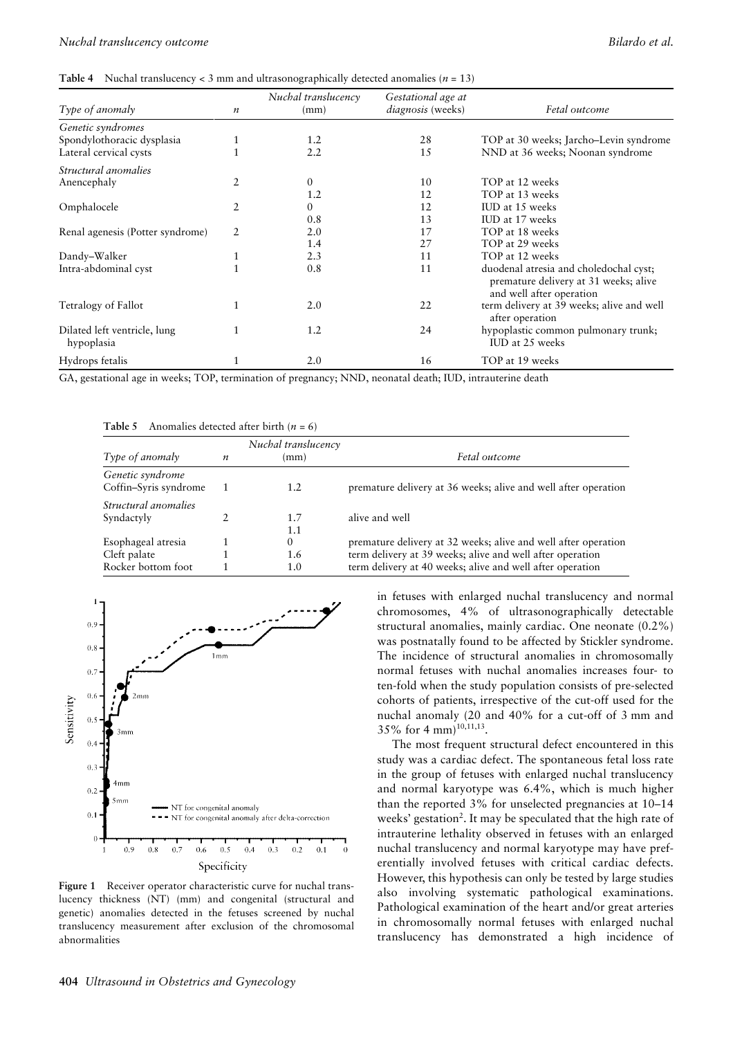**Table 4** Nuchal translucency < 3 mm and ultrasonographically detected anomalies ($n$ = 13)

| *Type of anomaly* | *n* | *Nuchal translucency (mm)* | *Gestational age at diagnosis (weeks)* | *Fetal outcome* |
|---|---|---|---|---|
| *Genetic syndromes* | | | | |
| Spondylothoracic dysplasia | 1 | 1.2 | 28 | TOP at 30 weeks; Jarcho–Levin syndrome |
| Lateral cervical cysts | 1 | 2.2 | 15 | NND at 36 weeks; Noonan syndrome |
| *Structural anomalies* | | | | |
| Anencephaly | 2 | 0 | 10 | TOP at 12 weeks |
| | | 1.2 | 12 | TOP at 13 weeks |
| Omphalocele | 2 | 0 | 12 | IUD at 15 weeks |
| | | 0.8 | 13 | IUD at 17 weeks |
| Renal agenesis (Potter syndrome) | 2 | 2.0 | 17 | TOP at 18 weeks |
| | | 1.4 | 27 | TOP at 29 weeks |
| Dandy–Walker | 1 | 2.3 | 11 | TOP at 12 weeks |
| Intra-abdominal cyst | 1 | 0.8 | 11 | duodenal atresia and choledochal cyst; premature delivery at 31 weeks; alive and well after operation |
| Tetralogy of Fallot | 1 | 2.0 | 22 | term delivery at 39 weeks; alive and well after operation |
| Dilated left ventricle, lung hypoplasia | 1 | 1.2 | 24 | hypoplastic common pulmonary trunk; IUD at 25 weeks |
| Hydrops fetalis | 1 | 2.0 | 16 | TOP at 19 weeks |

GA, gestational age in weeks; TOP, termination of pregnancy; NND, neonatal death; IUD, intrauterine death

**Table 5** Anomalies detected after birth ($n$ = 6)

| *Type of anomaly* | *n* | *Nuchal translucency (mm)* | *Fetal outcome* |
|---|---|---|---|
| *Genetic syndrome* | | | |
| Coffin–Syris syndrome | 1 | 1.2 | premature delivery at 36 weeks; alive and well after operation |
| *Structural anomalies* | | | |
| Syndactyly | 2 | 1.7 | alive and well |
| | | 1.1 | |
| Esophageal atresia | 1 | 0 | premature delivery at 32 weeks; alive and well after operation |
| Cleft palate | 1 | 1.6 | term delivery at 39 weeks; alive and well after operation |
| Rocker bottom foot | 1 | 1.0 | term delivery at 40 weeks; alive and well after operation |

**Figure 1** Receiver operator characteristic curve for nuchal translucency thickness (NT) (mm) and congenital (structural and genetic) anomalies detected in the fetuses screened by nuchal translucency measurement after exclusion of the chromosomal abnormalities

in fetuses with enlarged nuchal translucency and normal chromosomes, 4% of ultrasonographically detectable structural anomalies, mainly cardiac. One neonate (0.2%) was postnatally found to be affected by Stickler syndrome. The incidence of structural anomalies in chromosomally normal fetuses with nuchal anomalies increases four- to ten-fold when the study population consists of pre-selected cohorts of patients, irrespective of the cut-off used for the nuchal anomaly (20 and 40% for a cut-off of 3 mm and 35% for 4 mm)[10,11,13].

The most frequent structural defect encountered in this study was a cardiac defect. The spontaneous fetal loss rate in the group of fetuses with enlarged nuchal translucency and normal karyotype was 6.4%, which is much higher than the reported 3% for unselected pregnancies at 10–14 weeks' gestation[2]. It may be speculated that the high rate of intrauterine lethality observed in fetuses with an enlarged nuchal translucency and normal karyotype may have preferentially involved fetuses with critical cardiac defects. However, this hypothesis can only be tested by large studies also involving systematic pathological examinations. Pathological examination of the heart and/or great arteries in chromosomally normal fetuses with enlarged nuchal translucency has demonstrated a high incidence of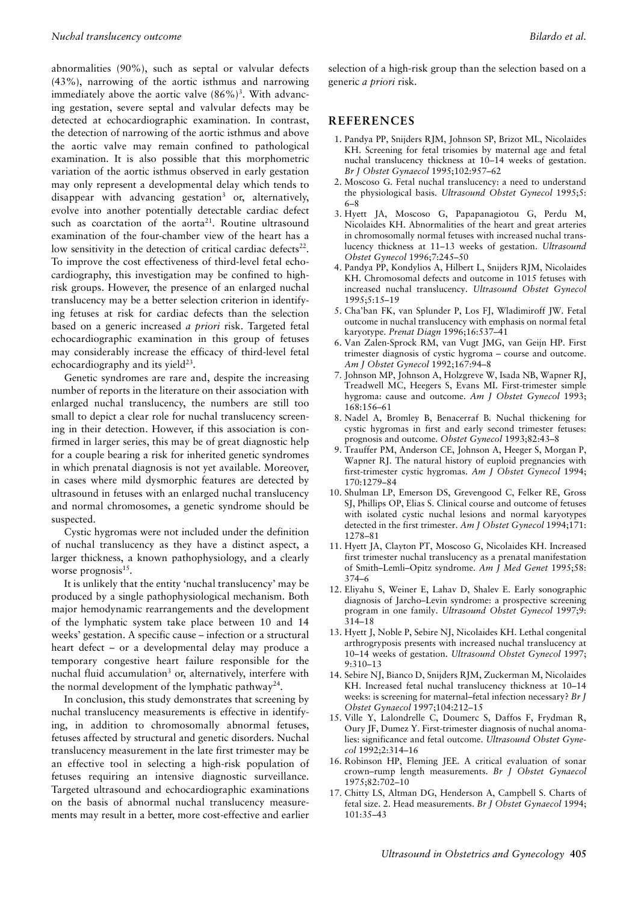abnormalities (90%), such as septal or valvular defects (43%), narrowing of the aortic isthmus and narrowing immediately above the aortic valve (86%)[3]. With advancing gestation, severe septal and valvular defects may be detected at echocardiographic examination. In contrast, the detection of narrowing of the aortic isthmus and above the aortic valve may remain confined to pathological examination. It is also possible that this morphometric variation of the aortic isthmus observed in early gestation may only represent a developmental delay which tends to disappear with advancing gestation[3] or, alternatively, evolve into another potentially detectable cardiac defect such as coarctation of the aorta[21]. Routine ultrasound examination of the four-chamber view of the heart has a low sensitivity in the detection of critical cardiac defects[22]. To improve the cost effectiveness of third-level fetal echocardiography, this investigation may be confined to high-risk groups. However, the presence of an enlarged nuchal translucency may be a better selection criterion in identifying fetuses at risk for cardiac defects than the selection based on a generic increased *a priori* risk. Targeted fetal echocardiographic examination in this group of fetuses may considerably increase the efficacy of third-level fetal echocardiography and its yield[23].

Genetic syndromes are rare and, despite the increasing number of reports in the literature on their association with enlarged nuchal translucency, the numbers are still too small to depict a clear role for nuchal translucency screening in their detection. However, if this association is confirmed in larger series, this may be of great diagnostic help for a couple bearing a risk for inherited genetic syndromes in which prenatal diagnosis is not yet available. Moreover, in cases where mild dysmorphic features are detected by ultrasound in fetuses with an enlarged nuchal translucency and normal chromosomes, a genetic syndrome should be suspected.

Cystic hygromas were not included under the definition of nuchal translucency as they have a distinct aspect, a larger thickness, a known pathophysiology, and a clearly worse prognosis[15].

It is unlikely that the entity 'nuchal translucency' may be produced by a single pathophysiological mechanism. Both major hemodynamic rearrangements and the development of the lymphatic system take place between 10 and 14 weeks' gestation. A specific cause – infection or a structural heart defect – or a developmental delay may produce a temporary congestive heart failure responsible for the nuchal fluid accumulation[3] or, alternatively, interfere with the normal development of the lymphatic pathway[24].

In conclusion, this study demonstrates that screening by nuchal translucency measurements is effective in identifying, in addition to chromosomally abnormal fetuses, fetuses affected by structural and genetic disorders. Nuchal translucency measurement in the late first trimester may be an effective tool in selecting a high-risk population of fetuses requiring an intensive diagnostic surveillance. Targeted ultrasound and echocardiographic examinations on the basis of abnormal nuchal translucency measurements may result in a better, more cost-effective and earlier selection of a high-risk group than the selection based on a generic *a priori* risk.

## REFERENCES

1. Pandya PP, Snijders RJM, Johnson SP, Brizot ML, Nicolaides KH. Screening for fetal trisomies by maternal age and fetal nuchal translucency thickness at 10–14 weeks of gestation. *Br J Obstet Gynaecol* 1995;102:957–62
2. Moscoso G. Fetal nuchal translucency: a need to understand the physiological basis. *Ultrasound Obstet Gynecol* 1995;5:6–8
3. Hyett JA, Moscoso G, Papapanagiotou G, Perdu M, Nicolaides KH. Abnormalities of the heart and great arteries in chromosomally normal fetuses with increased nuchal translucency thickness at 11–13 weeks of gestation. *Ultrasound Obstet Gynecol* 1996;7:245–50
4. Pandya PP, Kondylios A, Hilbert L, Snijders RJM, Nicolaides KH. Chromosomal defects and outcome in 1015 fetuses with increased nuchal translucency. *Ultrasound Obstet Gynecol* 1995;5:15–19
5. Cha'ban FK, van Splunder P, Los FJ, Wladimiroff JW. Fetal outcome in nuchal translucency with emphasis on normal fetal karyotype. *Prenat Diagn* 1996;16:537–41
6. Van Zalen-Sprock RM, van Vugt JMG, van Geijn HP. First trimester diagnosis of cystic hygroma – course and outcome. *Am J Obstet Gynecol* 1992;167:94–8
7. Johnson MP, Johnson A, Holzgreve W, Isada NB, Wapner RJ, Treadwell MC, Heegers S, Evans MI. First-trimester simple hygroma: cause and outcome. *Am J Obstet Gynecol* 1993;168:156–61
8. Nadel A, Bromley B, Benacerraf B. Nuchal thickening for cystic hygromas in first and early second trimester fetuses: prognosis and outcome. *Obstet Gynecol* 1993;82:43–8
9. Trauffer PM, Anderson CE, Johnson A, Heeger S, Morgan P, Wapner RJ. The natural history of euploid pregnancies with first-trimester cystic hygromas. *Am J Obstet Gynecol* 1994;170:1279–84
10. Shulman LP, Emerson DS, Grevengood C, Felker RE, Gross SJ, Phillips OP, Elias S. Clinical course and outcome of fetuses with isolated cystic nuchal lesions and normal karyotypes detected in the first trimester. *Am J Obstet Gynecol* 1994;171:1278–81
11. Hyett JA, Clayton PT, Moscoso G, Nicolaides KH. Increased first trimester nuchal translucency as a prenatal manifestation of Smith–Lemli–Opitz syndrome. *Am J Med Genet* 1995;58:374–6
12. Eliyahu S, Weiner E, Lahav D, Shalev E. Early sonographic diagnosis of Jarcho–Levin syndrome: a prospective screening program in one family. *Ultrasound Obstet Gynecol* 1997;9:314–18
13. Hyett J, Noble P, Sebire NJ, Nicolaides KH. Lethal congenital arthrogryposis presents with increased nuchal translucency at 10–14 weeks of gestation. *Ultrasound Obstet Gynecol* 1997;9:310–13
14. Sebire NJ, Bianco D, Snijders RJM, Zuckerman M, Nicolaides KH. Increased fetal nuchal translucency thickness at 10–14 weeks: is screening for maternal–fetal infection necessary? *Br J Obstet Gynaecol* 1997;104:212–15
15. Ville Y, Lalondrelle C, Doumerc S, Daffos F, Frydman R, Oury JF, Dumez Y. First-trimester diagnosis of nuchal anomalies: significance and fetal outcome. *Ultrasound Obstet Gynecol* 1992;2:314–16
16. Robinson HP, Fleming JEE. A critical evaluation of sonar crown–rump length measurements. *Br J Obstet Gynaecol* 1975;82:702–10
17. Chitty LS, Altman DG, Henderson A, Campbell S. Charts of fetal size. 2. Head measurements. *Br J Obstet Gynaecol* 1994;101:35–43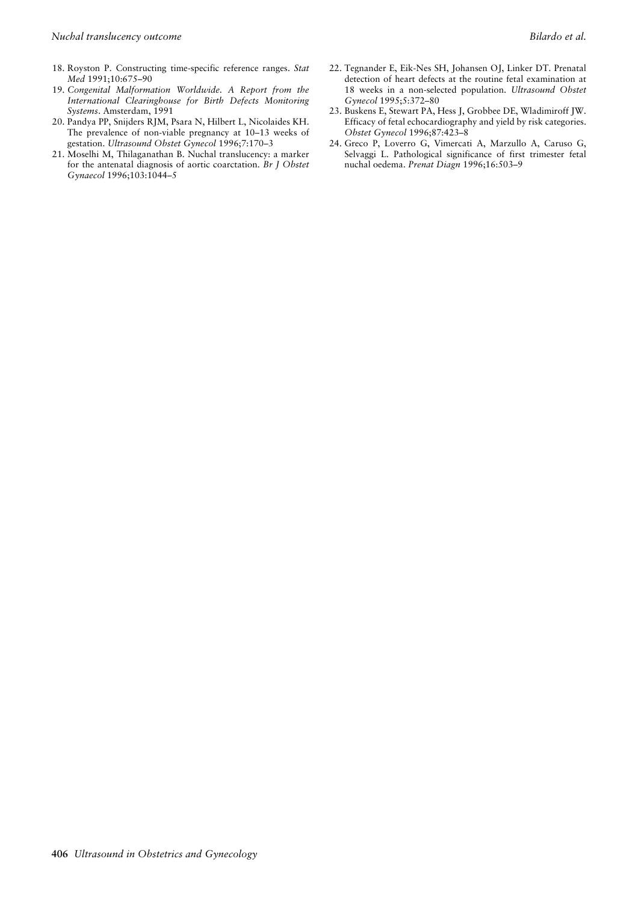18. Royston P. Constructing time-specific reference ranges. *Stat Med* 1991;10:675–90
19. *Congenital Malformation Worldwide. A Report from the International Clearinghouse for Birth Defects Monitoring Systems*. Amsterdam, 1991
20. Pandya PP, Snijders RJM, Psara N, Hilbert L, Nicolaides KH. The prevalence of non-viable pregnancy at 10–13 weeks of gestation. *Ultrasound Obstet Gynecol* 1996;7:170–3
21. Moselhi M, Thilaganathan B. Nuchal translucency: a marker for the antenatal diagnosis of aortic coarctation. *Br J Obstet Gynaecol* 1996;103:1044–5
22. Tegnander E, Eik-Nes SH, Johansen OJ, Linker DT. Prenatal detection of heart defects at the routine fetal examination at 18 weeks in a non-selected population. *Ultrasound Obstet Gynecol* 1995;5:372–80
23. Buskens E, Stewart PA, Hess J, Grobbee DE, Wladimiroff JW. Efficacy of fetal echocardiography and yield by risk categories. *Obstet Gynecol* 1996;87:423–8
24. Greco P, Loverro G, Vimercati A, Marzullo A, Caruso G, Selvaggi L. Pathological significance of first trimester fetal nuchal oedema. *Prenat Diagn* 1996;16:503–9